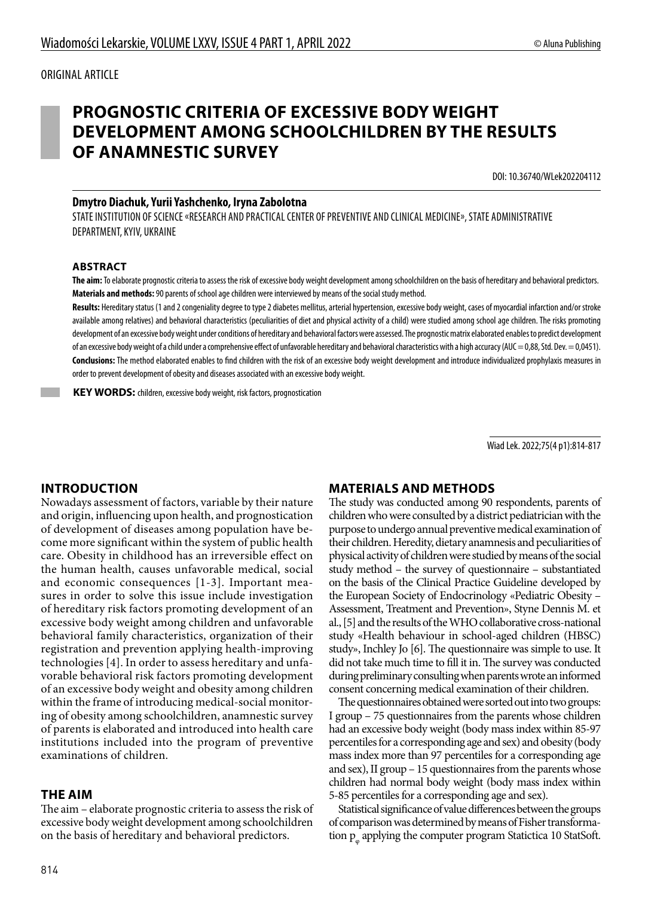ORIGINAL ARTICLE

# PROGNOSTIC CRITERIA OF EXCESSIVE BODY WEIGHT DEVELOPMENT AMONG SCHOOLCHILDREN BY THE RESULTS OF ANAMNESTIC SURVEY

DOI: 10.36740/WLek202204112

**Dmytro Diachuk, Yurii Yashchenko, Iryna Zabolotna**

STATE INSTITUTION OF SCIENCE «RESEARCH AND PRACTICAL CENTER OF PREVENTIVE AND CLINICAL MEDICINE», STATE ADMINISTRATIVE DEPARTMENT, KYIV, UKRAINE

### ABSTRACT

**The aim:** To elaborate prognostic criteria to assess the risk of excessive body weight development among schoolchildren on the basis of hereditary and behavioral predictors.

**Materials and methods:** 90 parents of school age children were interviewed by means of the social study method.

**Results:** Hereditary status (1 and 2 congeniality degree to type 2 diabetes mellitus, arterial hypertension, excessive body weight, cases of myocardial infarction and/or stroke available among relatives) and behavioral characteristics (peculiarities of diet and physical activity of a child) were studied among school age children. The risks promoting development of an excessive body weight under conditions of hereditary and behavioral factors were assessed. The prognostic matrix elaborated enables to predict development of an excessive body weight of a child under a comprehensive effect of unfavorable hereditary and behavioral characteristics with a high accuracy (AUC = 0,88, Std. Dev. = 0,0451).

**Conclusions:** The method elaborated enables to find children with the risk of an excessive body weight development and introduce individualized prophylaxis measures in order to prevent development of obesity and diseases associated with an excessive body weight.

**KEY WORDS:** children, excessive body weight, risk factors, prognostication

Wiad Lek. 2022;75(4 p1):814-817

## INTRODUCTION

Nowadays assessment of factors, variable by their nature and origin, influencing upon health, and prognostication of development of diseases among population have become more significant within the system of public health care. Obesity in childhood has an irreversible effect on the human health, causes unfavorable medical, social and economic consequences [1-3]. Important measures in order to solve this issue include investigation of hereditary risk factors promoting development of an excessive body weight among children and unfavorable behavioral family characteristics, organization of their registration and prevention applying health-improving technologies [4]. In order to assess hereditary and unfavorable behavioral risk factors promoting development of an excessive body weight and obesity among children within the frame of introducing medical-social monitoring of obesity among schoolchildren, anamnestic survey of parents is elaborated and introduced into health care institutions included into the program of preventive examinations of children.

## THE AIM

The aim – elaborate prognostic criteria to assess the risk of excessive body weight development among schoolchildren on the basis of hereditary and behavioral predictors.

## MATERIALS AND METHODS

The study was conducted among 90 respondents, parents of children who were consulted by a district pediatrician with the purpose to undergo annual preventive medical examination of their children. Heredity, dietary anamnesis and peculiarities of physical activity of children were studied by means of the social study method – the survey of questionnaire – substantiated on the basis of the Clinical Practice Guideline developed by the European Society of Endocrinology «Pediatric Obesity – Assessment, Treatment and Prevention», Styne Dennis M. et al., [5] and the results of the WHO collaborative cross-national study «Health behaviour in school-aged children (HBSC) study», Inchley Jo [6]. The questionnaire was simple to use. It did not take much time to fill it in. The survey was conducted during preliminary consulting when parents wrote an informed consent concerning medical examination of their children.

The questionnaires obtained were sorted out into two groups: I group – 75 questionnaires from the parents whose children had an excessive body weight (body mass index within 85-97 percentiles for a corresponding age and sex) and obesity (body mass index more than 97 percentiles for a corresponding age and sex), II group – 15 questionnaires from the parents whose children had normal body weight (body mass index within 5-85 percentiles for a corresponding age and sex).

Statistical significance of value differences between the groups of comparison was determined by means of Fisher transformation $p_{\varphi}$ applying the computer program Statictica 10 StatSoft.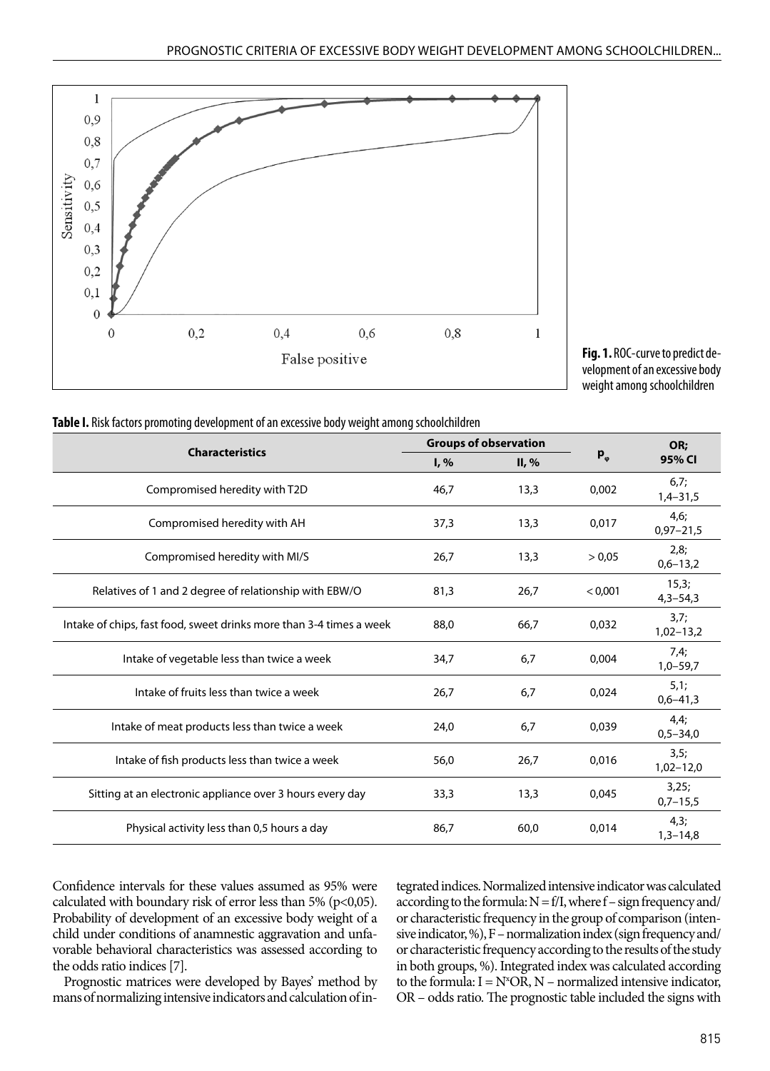**Fig. 1.** ROC-curve to predict development of an excessive body weight among schoolchildren

**Table I.** Risk factors promoting development of an excessive body weight among schoolchildren

| Characteristics | Groups of observation | | $p_{\varphi}$ | OR; 95% CI |
|---|---|---|---|---|
| | I, % | II, % | | |
| Compromised heredity with T2D | 46,7 | 13,3 | 0,002 | 6,7; 1,4–31,5 |
| Compromised heredity with AH | 37,3 | 13,3 | 0,017 | 4,6; 0,97–21,5 |
| Compromised heredity with MI/S | 26,7 | 13,3 | > 0,05 | 2,8; 0,6–13,2 |
| Relatives of 1 and 2 degree of relationship with EBW/O | 81,3 | 26,7 | < 0,001 | 15,3; 4,3–54,3 |
| Intake of chips, fast food, sweet drinks more than 3-4 times a week | 88,0 | 66,7 | 0,032 | 3,7; 1,02–13,2 |
| Intake of vegetable less than twice a week | 34,7 | 6,7 | 0,004 | 7,4; 1,0–59,7 |
| Intake of fruits less than twice a week | 26,7 | 6,7 | 0,024 | 5,1; 0,6–41,3 |
| Intake of meat products less than twice a week | 24,0 | 6,7 | 0,039 | 4,4; 0,5–34,0 |
| Intake of fish products less than twice a week | 56,0 | 26,7 | 0,016 | 3,5; 1,02–12,0 |
| Sitting at an electronic appliance over 3 hours every day | 33,3 | 13,3 | 0,045 | 3,25; 0,7–15,5 |
| Physical activity less than 0,5 hours a day | 86,7 | 60,0 | 0,014 | 4,3; 1,3–14,8 |

Confidence intervals for these values assumed as 95% were calculated with boundary risk of error less than 5% ($p<0,05$). Probability of development of an excessive body weight of a child under conditions of anamnestic aggravation and unfavorable behavioral characteristics was assessed according to the odds ratio indices [7].

Prognostic matrices were developed by Bayes' method by mans of normalizing intensive indicators and calculation of integrated indices. Normalized intensive indicator was calculated according to the formula: $N = f/I$, where f – sign frequency and/or characteristic frequency in the group of comparison (intensive indicator, %), F – normalization index (sign frequency and/or characteristic frequency according to the results of the study in both groups, %). Integrated index was calculated according to the formula: $I = N{*}OR$, N – normalized intensive indicator, OR – odds ratio. The prognostic table included the signs with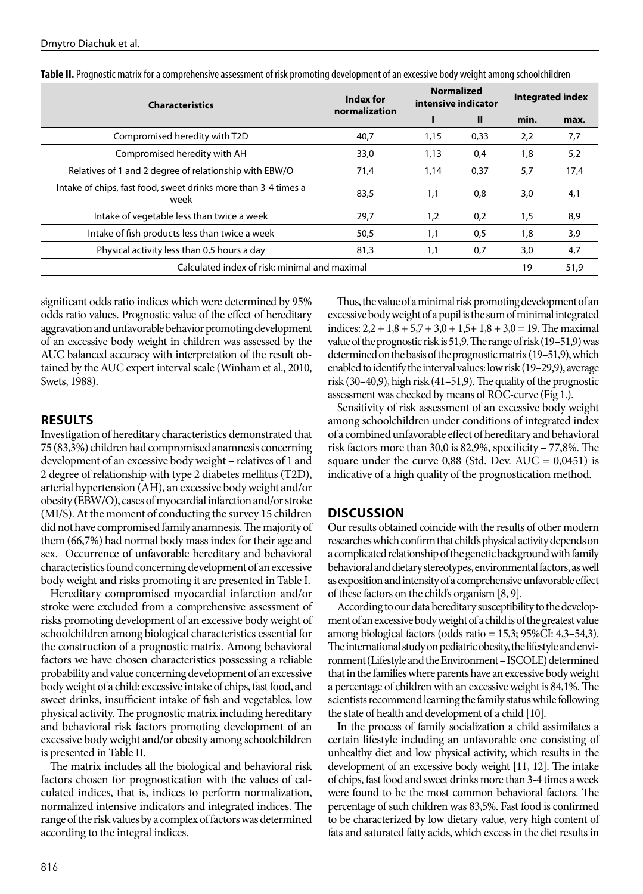**Table II.** Prognostic matrix for a comprehensive assessment of risk promoting development of an excessive body weight among schoolchildren

| Characteristics | Index for normalization | Normalized intensive indicator | | Integrated index | |
|---|---|---|---|---|---|
| | | I | II | min. | max. |
| Compromised heredity with T2D | 40,7 | 1,15 | 0,33 | 2,2 | 7,7 |
| Compromised heredity with AH | 33,0 | 1,13 | 0,4 | 1,8 | 5,2 |
| Relatives of 1 and 2 degree of relationship with EBW/O | 71,4 | 1,14 | 0,37 | 5,7 | 17,4 |
| Intake of chips, fast food, sweet drinks more than 3-4 times a week | 83,5 | 1,1 | 0,8 | 3,0 | 4,1 |
| Intake of vegetable less than twice a week | 29,7 | 1,2 | 0,2 | 1,5 | 8,9 |
| Intake of fish products less than twice a week | 50,5 | 1,1 | 0,5 | 1,8 | 3,9 |
| Physical activity less than 0,5 hours a day | 81,3 | 1,1 | 0,7 | 3,0 | 4,7 |
| Calculated index of risk: minimal and maximal | | | | 19 | 51,9 |

significant odds ratio indices which were determined by 95% odds ratio values. Prognostic value of the effect of hereditary aggravation and unfavorable behavior promoting development of an excessive body weight in children was assessed by the AUC balanced accuracy with interpretation of the result obtained by the AUC expert interval scale (Winham et al., 2010, Swets, 1988).

## RESULTS

Investigation of hereditary characteristics demonstrated that 75 (83,3%) children had compromised anamnesis concerning development of an excessive body weight – relatives of 1 and 2 degree of relationship with type 2 diabetes mellitus (T2D), arterial hypertension (AH), an excessive body weight and/or obesity (EBW/O), cases of myocardial infarction and/or stroke (MI/S). At the moment of conducting the survey 15 children did not have compromised family anamnesis. The majority of them (66,7%) had normal body mass index for their age and sex. Occurrence of unfavorable hereditary and behavioral characteristics found concerning development of an excessive body weight and risks promoting it are presented in Table I.

Hereditary compromised myocardial infarction and/or stroke were excluded from a comprehensive assessment of risks promoting development of an excessive body weight of schoolchildren among biological characteristics essential for the construction of a prognostic matrix. Among behavioral factors we have chosen characteristics possessing a reliable probability and value concerning development of an excessive body weight of a child: excessive intake of chips, fast food, and sweet drinks, insufficient intake of fish and vegetables, low physical activity. The prognostic matrix including hereditary and behavioral risk factors promoting development of an excessive body weight and/or obesity among schoolchildren is presented in Table II.

The matrix includes all the biological and behavioral risk factors chosen for prognostication with the values of calculated indices, that is, indices to perform normalization, normalized intensive indicators and integrated indices. The range of the risk values by a complex of factors was determined according to the integral indices.

Thus, the value of a minimal risk promoting development of an excessive body weight of a pupil is the sum of minimal integrated indices: 2,2 + 1,8 + 5,7 + 3,0 + 1,5+ 1,8 + 3,0 = 19. The maximal value of the prognostic risk is 51,9. The range of risk (19–51,9) was determined on the basis of the prognostic matrix (19–51,9), which enabled to identify the interval values: low risk (19–29,9), average risk (30–40,9), high risk (41–51,9). The quality of the prognostic assessment was checked by means of ROC-curve (Fig 1.).

Sensitivity of risk assessment of an excessive body weight among schoolchildren under conditions of integrated index of a combined unfavorable effect of hereditary and behavioral risk factors more than 30,0 is 82,9%, specificity – 77,8%. The square under the curve 0,88 (Std. Dev. AUC = 0,0451) is indicative of a high quality of the prognostication method.

## DISCUSSION

Our results obtained coincide with the results of other modern researches which confirm that child's physical activity depends on a complicated relationship of the genetic background with family behavioral and dietary stereotypes, environmental factors, as well as exposition and intensity of a comprehensive unfavorable effect of these factors on the child's organism [8, 9].

According to our data hereditary susceptibility to the development of an excessive body weight of a child is of the greatest value among biological factors (odds ratio = 15,3; 95%CI: 4,3–54,3). The international study on pediatric obesity, the lifestyle and environment (Lifestyle and the Environment – ISCOLE) determined that in the families where parents have an excessive body weight a percentage of children with an excessive weight is 84,1%. The scientists recommend learning the family status while following the state of health and development of a child [10].

In the process of family socialization a child assimilates a certain lifestyle including an unfavorable one consisting of unhealthy diet and low physical activity, which results in the development of an excessive body weight [11, 12]. The intake of chips, fast food and sweet drinks more than 3-4 times a week were found to be the most common behavioral factors. The percentage of such children was 83,5%. Fast food is confirmed to be characterized by low dietary value, very high content of fats and saturated fatty acids, which excess in the diet results in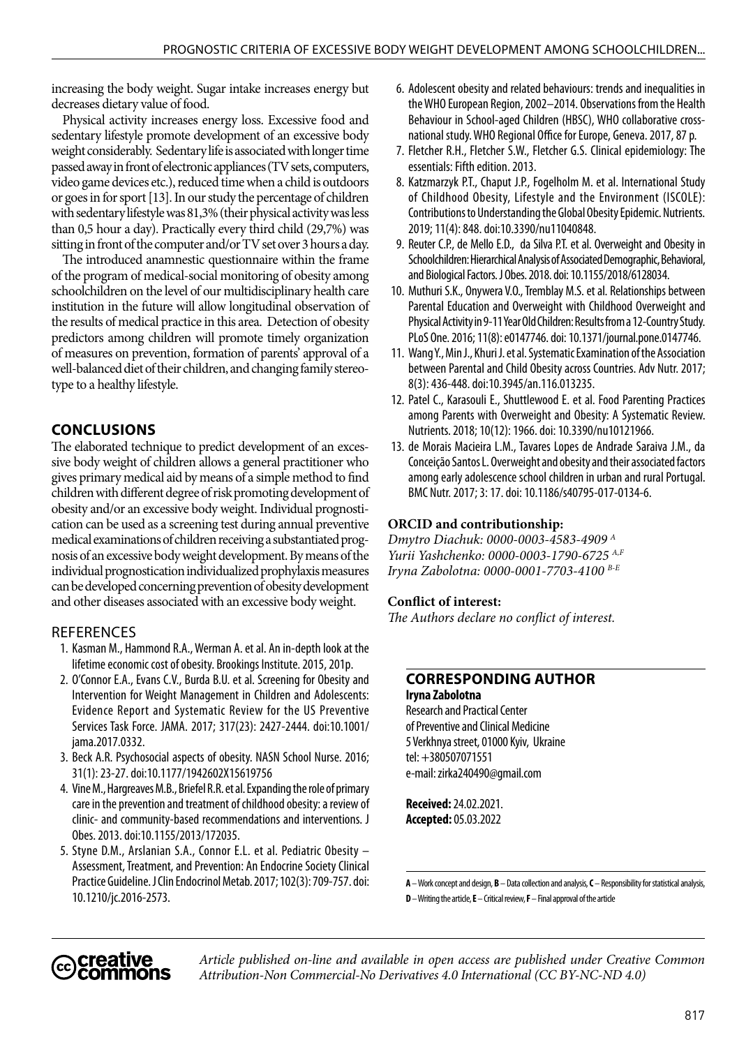increasing the body weight. Sugar intake increases energy but decreases dietary value of food.

Physical activity increases energy loss. Excessive food and sedentary lifestyle promote development of an excessive body weight considerably. Sedentary life is associated with longer time passed away in front of electronic appliances (TV sets, computers, video game devices etc.), reduced time when a child is outdoors or goes in for sport [13]. In our study the percentage of children with sedentary lifestyle was 81,3% (their physical activity was less than 0,5 hour a day). Practically every third child (29,7%) was sitting in front of the computer and/or TV set over 3 hours a day.

The introduced anamnestic questionnaire within the frame of the program of medical-social monitoring of obesity among schoolchildren on the level of our multidisciplinary health care institution in the future will allow longitudinal observation of the results of medical practice in this area. Detection of obesity predictors among children will promote timely organization of measures on prevention, formation of parents' approval of a well-balanced diet of their children, and changing family stereotype to a healthy lifestyle.

## CONCLUSIONS

The elaborated technique to predict development of an excessive body weight of children allows a general practitioner who gives primary medical aid by means of a simple method to find children with different degree of risk promoting development of obesity and/or an excessive body weight. Individual prognostication can be used as a screening test during annual preventive medical examinations of children receiving a substantiated prognosis of an excessive body weight development. By means of the individual prognostication individualized prophylaxis measures can be developed concerning prevention of obesity development and other diseases associated with an excessive body weight.

## REFERENCES

1. Kasman M., Hammond R.A., Werman A. et al. An in-depth look at the lifetime economic cost of obesity. Brookings Institute. 2015, 201p.
2. O'Connor E.A., Evans C.V., Burda B.U. et al. Screening for Obesity and Intervention for Weight Management in Children and Adolescents: Evidence Report and Systematic Review for the US Preventive Services Task Force. JAMA. 2017; 317(23): 2427-2444. doi:10.1001/jama.2017.0332.
3. Beck A.R. Psychosocial aspects of obesity. NASN School Nurse. 2016; 31(1): 23-27. doi:10.1177/1942602X15619756
4. Vine M., Hargreaves M.B., Briefel R.R. et al. Expanding the role of primary care in the prevention and treatment of childhood obesity: a review of clinic- and community-based recommendations and interventions. J Obes. 2013. doi:10.1155/2013/172035.
5. Styne D.M., Arslanian S.A., Connor E.L. et al. Pediatric Obesity – Assessment, Treatment, and Prevention: An Endocrine Society Clinical Practice Guideline. J Clin Endocrinol Metab. 2017; 102(3): 709-757. doi: 10.1210/jc.2016-2573.
6. Adolescent obesity and related behaviours: trends and inequalities in the WHO European Region, 2002–2014. Observations from the Health Behaviour in School-aged Children (HBSC), WHO collaborative cross-national study. WHO Regional Office for Europe, Geneva. 2017, 87 p.
7. Fletcher R.H., Fletcher S.W., Fletcher G.S. Clinical epidemiology: The essentials: Fifth edition. 2013.
8. Katzmarzyk P.T., Chaput J.P., Fogelholm M. et al. International Study of Childhood Obesity, Lifestyle and the Environment (ISCOLE): Contributions to Understanding the Global Obesity Epidemic. Nutrients. 2019; 11(4): 848. doi:10.3390/nu11040848.
9. Reuter C.P., de Mello E.D., da Silva P.T. et al. Overweight and Obesity in Schoolchildren: Hierarchical Analysis of Associated Demographic, Behavioral, and Biological Factors. J Obes. 2018. doi: 10.1155/2018/6128034.
10. Muthuri S.K., Onywera V.O., Tremblay M.S. et al. Relationships between Parental Education and Overweight with Childhood Overweight and Physical Activity in 9-11 Year Old Children: Results from a 12-Country Study. PLoS One. 2016; 11(8): e0147746. doi: 10.1371/journal.pone.0147746.
11. Wang Y., Min J., Khuri J. et al. Systematic Examination of the Association between Parental and Child Obesity across Countries. Adv Nutr. 2017; 8(3): 436-448. doi:10.3945/an.116.013235.
12. Patel C., Karasouli E., Shuttlewood E. et al. Food Parenting Practices among Parents with Overweight and Obesity: A Systematic Review. Nutrients. 2018; 10(12): 1966. doi: 10.3390/nu10121966.
13. de Morais Macieira L.M., Tavares Lopes de Andrade Saraiva J.M., da Conceição Santos L. Overweight and obesity and their associated factors among early adolescence school children in urban and rural Portugal. BMC Nutr. 2017; 3: 17. doi: 10.1186/s40795-017-0134-6.

**ORCID and contributionship:**

*Dmytro Diachuk: 0000-0003-4583-4909* [A]
*Yurii Yashchenko: 0000-0003-1790-6725* [A,F]
*Iryna Zabolotna: 0000-0001-7703-4100* [B-E]

**Conflict of interest:**

*The Authors declare no conflict of interest.*

## CORRESPONDING AUTHOR

**Iryna Zabolotna**
Research and Practical Center
of Preventive and Clinical Medicine
5 Verkhnya street, 01000 Kyiv, Ukraine
tel: +380507071551
e-mail: zirka240490@gmail.com

**Received:** 24.02.2021.
**Accepted:** 05.03.2022

**A** – Work concept and design, **B** – Data collection and analysis, **C** – Responsibility for statistical analysis, **D** – Writing the article, **E** – Critical review, **F** – Final approval of the article

*Article published on-line and available in open access are published under Creative Common Attribution-Non Commercial-No Derivatives 4.0 International (CC BY-NC-ND 4.0)*